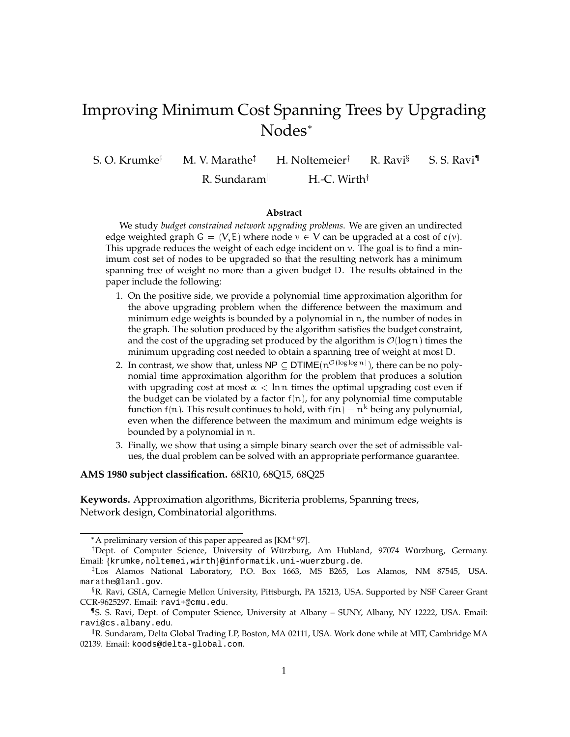# Improving Minimum Cost Spanning Trees by Upgrading Nodes*

S. O. Krumke[†] M. V. Marathe[‡] H. Noltemeier[†] R. Ravi[§] S. S. Ravi[¶]
R. Sundaram[||] H.-C. Wirth[†]

### Abstract

We study *budget constrained network upgrading problems*. We are given an undirected edge weighted graph $G = (V, E)$ where node $v \in V$ can be upgraded at a cost of $c(v)$. This upgrade reduces the weight of each edge incident on $v$. The goal is to find a minimum cost set of nodes to be upgraded so that the resulting network has a minimum spanning tree of weight no more than a given budget $D$. The results obtained in the paper include the following:

1. On the positive side, we provide a polynomial time approximation algorithm for the above upgrading problem when the difference between the maximum and minimum edge weights is bounded by a polynomial in $n$, the number of nodes in the graph. The solution produced by the algorithm satisfies the budget constraint, and the cost of the upgrading set produced by the algorithm is $\mathcal{O}(\log n)$ times the minimum upgrading cost needed to obtain a spanning tree of weight at most $D$.
2. In contrast, we show that, unless $\mathsf{NP} \subseteq \mathsf{DTIME}(n^{\mathcal{O}(\log \log n)})$, there can be no polynomial time approximation algorithm for the problem that produces a solution with upgrading cost at most $\alpha < \ln n$ times the optimal upgrading cost even if the budget can be violated by a factor $f(n)$, for any polynomial time computable function $f(n)$. This result continues to hold, with $f(n) = n^k$ being any polynomial, even when the difference between the maximum and minimum edge weights is bounded by a polynomial in $n$.
3. Finally, we show that using a simple binary search over the set of admissible values, the dual problem can be solved with an appropriate performance guarantee.

**AMS 1980 subject classification.** 68R10, 68Q15, 68Q25

**Keywords.** Approximation algorithms, Bicriteria problems, Spanning trees, Network design, Combinatorial algorithms.

---

*A preliminary version of this paper appeared as [KM+97].

[†]Dept. of Computer Science, University of Würzburg, Am Hubland, 97074 Würzburg, Germany. Email: {krumke,noltemei,wirth}@informatik.uni-wuerzburg.de.

[‡]Los Alamos National Laboratory, P.O. Box 1663, MS B265, Los Alamos, NM 87545, USA. marathe@lanl.gov.

[§]R. Ravi, GSIA, Carnegie Mellon University, Pittsburgh, PA 15213, USA. Supported by NSF Career Grant CCR-9625297. Email: ravi+@cmu.edu.

[¶]S. S. Ravi, Dept. of Computer Science, University at Albany – SUNY, Albany, NY 12222, USA. Email: ravi@cs.albany.edu.

[||]R. Sundaram, Delta Global Trading LP, Boston, MA 02111, USA. Work done while at MIT, Cambridge MA 02139. Email: koods@delta-global.com.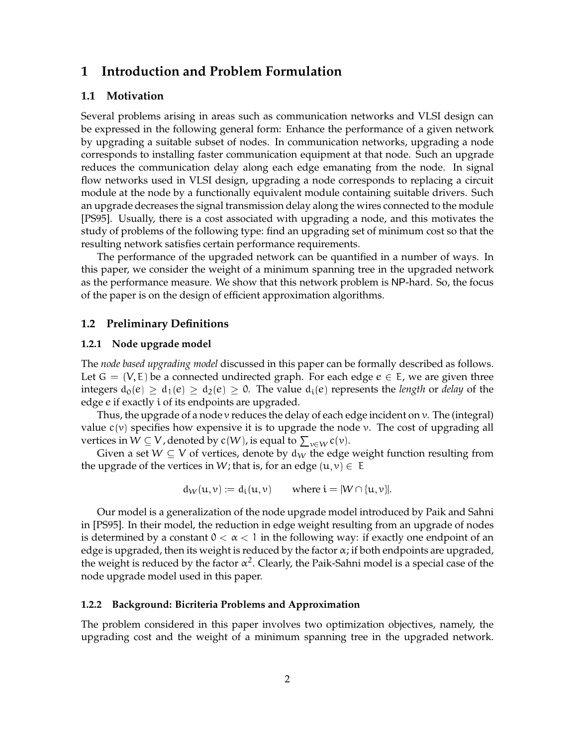# 1 Introduction and Problem Formulation

## 1.1 Motivation

Several problems arising in areas such as communication networks and VLSI design can be expressed in the following general form: Enhance the performance of a given network by upgrading a suitable subset of nodes. In communication networks, upgrading a node corresponds to installing faster communication equipment at that node. Such an upgrade reduces the communication delay along each edge emanating from the node. In signal flow networks used in VLSI design, upgrading a node corresponds to replacing a circuit module at the node by a functionally equivalent module containing suitable drivers. Such an upgrade decreases the signal transmission delay along the wires connected to the module [PS95]. Usually, there is a cost associated with upgrading a node, and this motivates the study of problems of the following type: find an upgrading set of minimum cost so that the resulting network satisfies certain performance requirements.

The performance of the upgraded network can be quantified in a number of ways. In this paper, we consider the weight of a minimum spanning tree in the upgraded network as the performance measure. We show that this network problem is NP-hard. So, the focus of the paper is on the design of efficient approximation algorithms.

## 1.2 Preliminary Definitions

### 1.2.1 Node upgrade model

The *node based upgrading model* discussed in this paper can be formally described as follows. Let $G = (V, E)$ be a connected undirected graph. For each edge $e \in E$, we are given three integers $d_0(e) \geq d_1(e) \geq d_2(e) \geq 0$. The value $d_i(e)$ represents the *length* or *delay* of the edge $e$ if exactly $i$ of its endpoints are upgraded.

Thus, the upgrade of a node $v$ reduces the delay of each edge incident on $v$. The (integral) value $c(v)$ specifies how expensive it is to upgrade the node $v$. The cost of upgrading all vertices in $W \subseteq V$, denoted by $c(W)$, is equal to $\sum_{v \in W} c(v)$.

Given a set $W \subseteq V$ of vertices, denote by $d_W$ the edge weight function resulting from the upgrade of the vertices in $W$; that is, for an edge $(u, v) \in E$

$$d_W(u, v) := d_i(u, v) \qquad \text{where } i = |W \cap \{u, v\}|.$$

Our model is a generalization of the node upgrade model introduced by Paik and Sahni in [PS95]. In their model, the reduction in edge weight resulting from an upgrade of nodes is determined by a constant $0 < \alpha < 1$ in the following way: if exactly one endpoint of an edge is upgraded, then its weight is reduced by the factor $\alpha$; if both endpoints are upgraded, the weight is reduced by the factor $\alpha^2$. Clearly, the Paik-Sahni model is a special case of the node upgrade model used in this paper.

### 1.2.2 Background: Bicriteria Problems and Approximation

The problem considered in this paper involves two optimization objectives, namely, the upgrading cost and the weight of a minimum spanning tree in the upgraded network.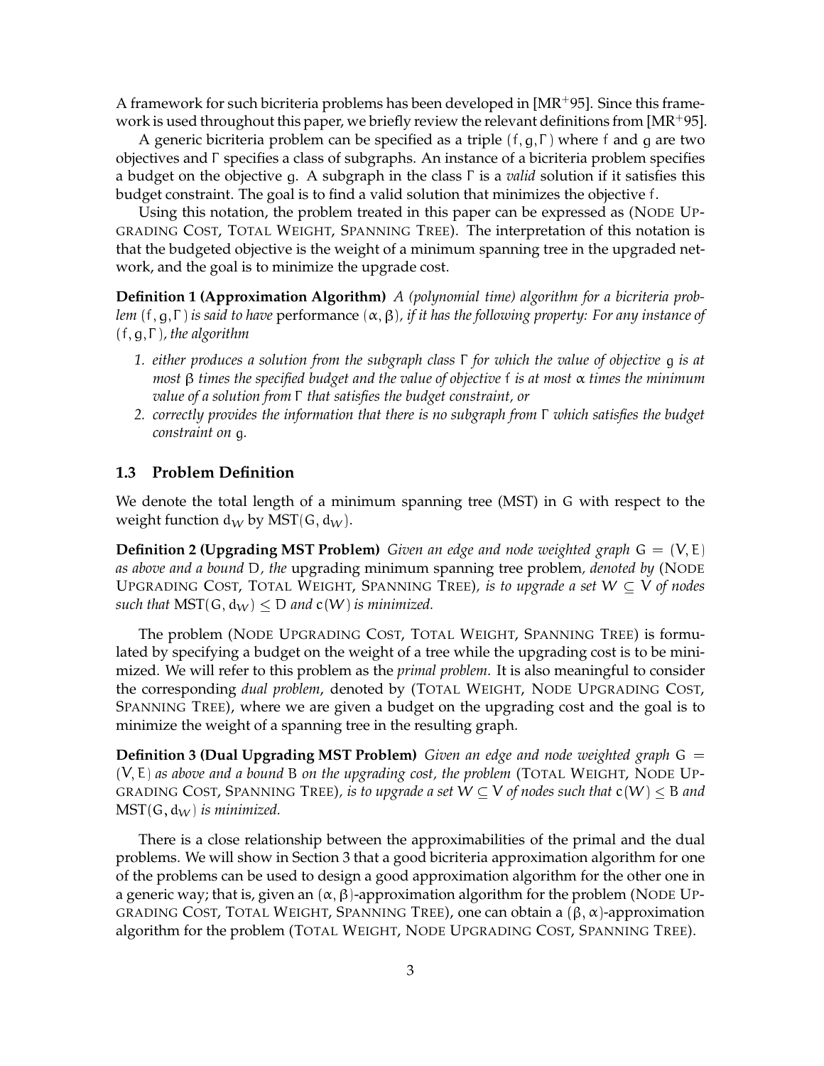A framework for such bicriteria problems has been developed in [MR+95]. Since this framework is used throughout this paper, we briefly review the relevant definitions from [MR+95].

A generic bicriteria problem can be specified as a triple $(f, g, \Gamma)$ where $f$ and $g$ are two objectives and $\Gamma$ specifies a class of subgraphs. An instance of a bicriteria problem specifies a budget on the objective $g$. A subgraph in the class $\Gamma$ is a *valid* solution if it satisfies this budget constraint. The goal is to find a valid solution that minimizes the objective $f$.

Using this notation, the problem treated in this paper can be expressed as (NODE UPGRADING COST, TOTAL WEIGHT, SPANNING TREE). The interpretation of this notation is that the budgeted objective is the weight of a minimum spanning tree in the upgraded network, and the goal is to minimize the upgrade cost.

**Definition 1 (Approximation Algorithm)** *A (polynomial time) algorithm for a bicriteria problem $(f, g, \Gamma)$ is said to have* performance $(\alpha, \beta)$*, if it has the following property: For any instance of $(f, g, \Gamma)$, the algorithm*

1. *either produces a solution from the subgraph class $\Gamma$ for which the value of objective $g$ is at most $\beta$ times the specified budget and the value of objective $f$ is at most $\alpha$ times the minimum value of a solution from $\Gamma$ that satisfies the budget constraint, or*
2. *correctly provides the information that there is no subgraph from $\Gamma$ which satisfies the budget constraint on $g$.*

### 1.3 Problem Definition

We denote the total length of a minimum spanning tree (MST) in $G$ with respect to the weight function $d_W$ by $\text{MST}(G, d_W)$.

**Definition 2 (Upgrading MST Problem)** *Given an edge and node weighted graph $G = (V, E)$ as above and a bound $D$, the* upgrading minimum spanning tree problem*, denoted by* (NODE UPGRADING COST, TOTAL WEIGHT, SPANNING TREE)*, is to upgrade a set $W \subseteq V$ of nodes such that $\text{MST}(G, d_W) \leq D$ and $c(W)$ is minimized.*

The problem (NODE UPGRADING COST, TOTAL WEIGHT, SPANNING TREE) is formulated by specifying a budget on the weight of a tree while the upgrading cost is to be minimized. We will refer to this problem as the *primal problem*. It is also meaningful to consider the corresponding *dual problem*, denoted by (TOTAL WEIGHT, NODE UPGRADING COST, SPANNING TREE), where we are given a budget on the upgrading cost and the goal is to minimize the weight of a spanning tree in the resulting graph.

**Definition 3 (Dual Upgrading MST Problem)** *Given an edge and node weighted graph $G = (V, E)$ as above and a bound $B$ on the upgrading cost, the problem* (TOTAL WEIGHT, NODE UPGRADING COST, SPANNING TREE)*, is to upgrade a set $W \subseteq V$ of nodes such that $c(W) \leq B$ and $\text{MST}(G, d_W)$ is minimized.*

There is a close relationship between the approximabilities of the primal and the dual problems. We will show in Section 3 that a good bicriteria approximation algorithm for one of the problems can be used to design a good approximation algorithm for the other one in a generic way; that is, given an $(\alpha, \beta)$-approximation algorithm for the problem (NODE UPGRADING COST, TOTAL WEIGHT, SPANNING TREE), one can obtain a $(\beta, \alpha)$-approximation algorithm for the problem (TOTAL WEIGHT, NODE UPGRADING COST, SPANNING TREE).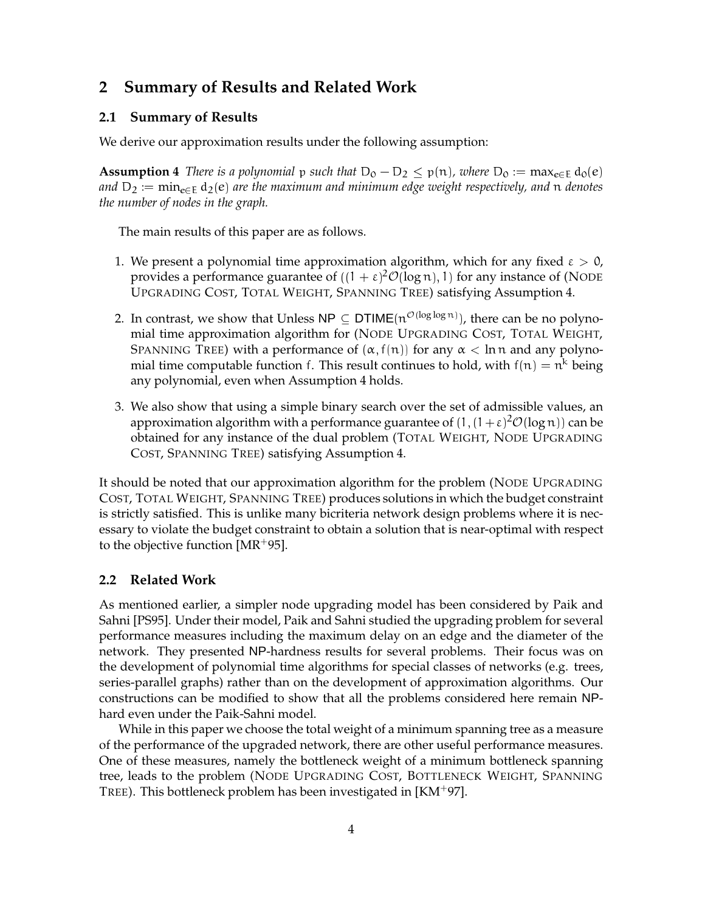## 2 Summary of Results and Related Work

### 2.1 Summary of Results

We derive our approximation results under the following assumption:

**Assumption 4** *There is a polynomial $p$ such that $D_0 - D_2 \leq p(n)$, where $D_0 := \max_{e \in E} d_0(e)$ and $D_2 := \min_{e \in E} d_2(e)$ are the maximum and minimum edge weight respectively, and $n$ denotes the number of nodes in the graph.*

The main results of this paper are as follows.

1. We present a polynomial time approximation algorithm, which for any fixed $\varepsilon > 0$, provides a performance guarantee of $((1+\varepsilon)^2 \mathcal{O}(\log n), 1)$ for any instance of (NODE UPGRADING COST, TOTAL WEIGHT, SPANNING TREE) satisfying Assumption 4.
2. In contrast, we show that Unless $\mathsf{NP} \subseteq \mathsf{DTIME}(n^{\mathcal{O}(\log \log n)})$, there can be no polynomial time approximation algorithm for (NODE UPGRADING COST, TOTAL WEIGHT, SPANNING TREE) with a performance of $(\alpha, f(n))$ for any $\alpha < \ln n$ and any polynomial time computable function $f$. This result continues to hold, with $f(n) = n^k$ being any polynomial, even when Assumption 4 holds.
3. We also show that using a simple binary search over the set of admissible values, an approximation algorithm with a performance guarantee of $(1, (1+\varepsilon)^2 \mathcal{O}(\log n))$ can be obtained for any instance of the dual problem (TOTAL WEIGHT, NODE UPGRADING COST, SPANNING TREE) satisfying Assumption 4.

It should be noted that our approximation algorithm for the problem (NODE UPGRADING COST, TOTAL WEIGHT, SPANNING TREE) produces solutions in which the budget constraint is strictly satisfied. This is unlike many bicriteria network design problems where it is necessary to violate the budget constraint to obtain a solution that is near-optimal with respect to the objective function [MR+95].

### 2.2 Related Work

As mentioned earlier, a simpler node upgrading model has been considered by Paik and Sahni [PS95]. Under their model, Paik and Sahni studied the upgrading problem for several performance measures including the maximum delay on an edge and the diameter of the network. They presented NP-hardness results for several problems. Their focus was on the development of polynomial time algorithms for special classes of networks (e.g. trees, series-parallel graphs) rather than on the development of approximation algorithms. Our constructions can be modified to show that all the problems considered here remain NP-hard even under the Paik-Sahni model.

While in this paper we choose the total weight of a minimum spanning tree as a measure of the performance of the upgraded network, there are other useful performance measures. One of these measures, namely the bottleneck weight of a minimum bottleneck spanning tree, leads to the problem (NODE UPGRADING COST, BOTTLENECK WEIGHT, SPANNING TREE). This bottleneck problem has been investigated in [KM+97].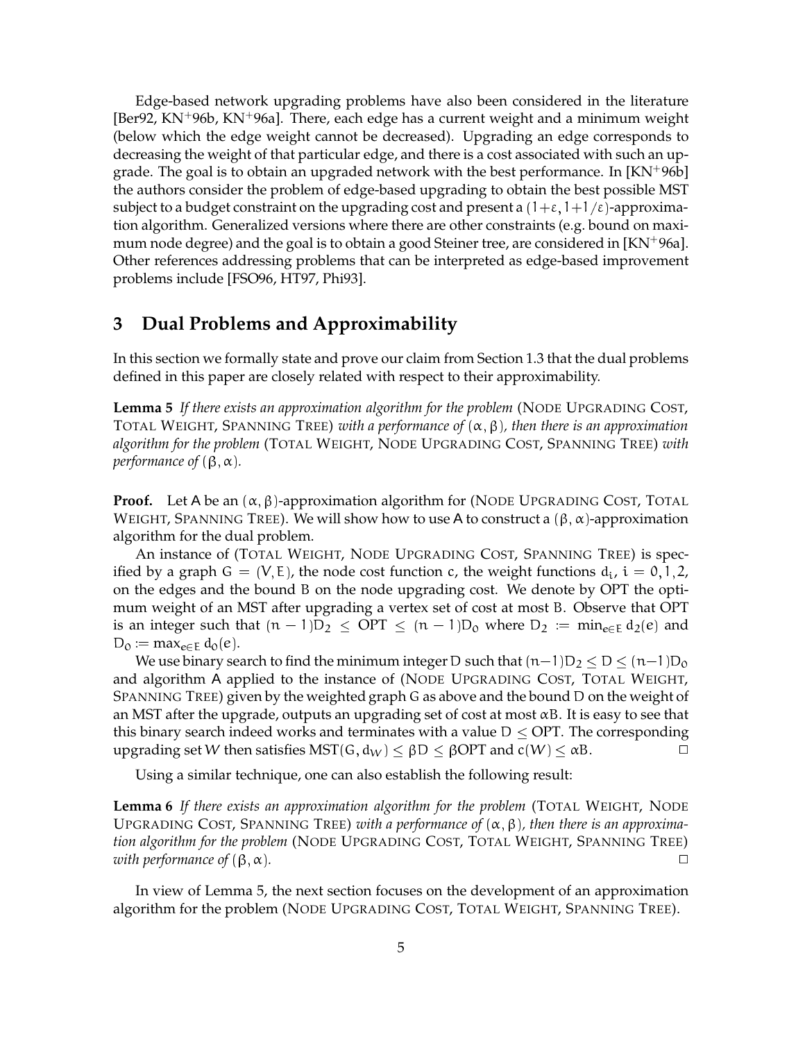Edge-based network upgrading problems have also been considered in the literature [Ber92, KN[+]96b, KN[+]96a]. There, each edge has a current weight and a minimum weight (below which the edge weight cannot be decreased). Upgrading an edge corresponds to decreasing the weight of that particular edge, and there is a cost associated with such an upgrade. The goal is to obtain an upgraded network with the best performance. In [KN[+]96b] the authors consider the problem of edge-based upgrading to obtain the best possible MST subject to a budget constraint on the upgrading cost and present a $(1+\varepsilon, 1+1/\varepsilon)$-approximation algorithm. Generalized versions where there are other constraints (e.g. bound on maximum node degree) and the goal is to obtain a good Steiner tree, are considered in [KN[+]96a]. Other references addressing problems that can be interpreted as edge-based improvement problems include [FSO96, HT97, Phi93].

# 3 Dual Problems and Approximability

In this section we formally state and prove our claim from Section 1.3 that the dual problems defined in this paper are closely related with respect to their approximability.

**Lemma 5** *If there exists an approximation algorithm for the problem* (NODE UPGRADING COST, TOTAL WEIGHT, SPANNING TREE) *with a performance of* $(\alpha, \beta)$*, then there is an approximation algorithm for the problem* (TOTAL WEIGHT, NODE UPGRADING COST, SPANNING TREE) *with performance of* $(\beta, \alpha)$*.*

**Proof.** Let A be an $(\alpha, \beta)$-approximation algorithm for (NODE UPGRADING COST, TOTAL WEIGHT, SPANNING TREE). We will show how to use A to construct a $(\beta, \alpha)$-approximation algorithm for the dual problem.

An instance of (TOTAL WEIGHT, NODE UPGRADING COST, SPANNING TREE) is specified by a graph $G = (V, E)$, the node cost function $c$, the weight functions $d_i$, $i = 0, 1, 2$, on the edges and the bound $B$ on the node upgrading cost. We denote by OPT the optimum weight of an MST after upgrading a vertex set of cost at most $B$. Observe that OPT is an integer such that $(n-1)D_2 \leq \text{OPT} \leq (n-1)D_0$ where $D_2 := \min_{e \in E} d_2(e)$ and $D_0 := \max_{e \in E} d_0(e)$.

We use binary search to find the minimum integer $D$ such that $(n-1)D_2 \leq D \leq (n-1)D_0$ and algorithm A applied to the instance of (NODE UPGRADING COST, TOTAL WEIGHT, SPANNING TREE) given by the weighted graph $G$ as above and the bound $D$ on the weight of an MST after the upgrade, outputs an upgrading set of cost at most $\alpha B$. It is easy to see that this binary search indeed works and terminates with a value $D \leq \text{OPT}$. The corresponding upgrading set $W$ then satisfies $\text{MST}(G, d_W) \leq \beta D \leq \beta\text{OPT}$ and $c(W) \leq \alpha B$. □

Using a similar technique, one can also establish the following result:

**Lemma 6** *If there exists an approximation algorithm for the problem* (TOTAL WEIGHT, NODE UPGRADING COST, SPANNING TREE) *with a performance of* $(\alpha, \beta)$*, then there is an approximation algorithm for the problem* (NODE UPGRADING COST, TOTAL WEIGHT, SPANNING TREE) *with performance of* $(\beta, \alpha)$*.* □

In view of Lemma 5, the next section focuses on the development of an approximation algorithm for the problem (NODE UPGRADING COST, TOTAL WEIGHT, SPANNING TREE).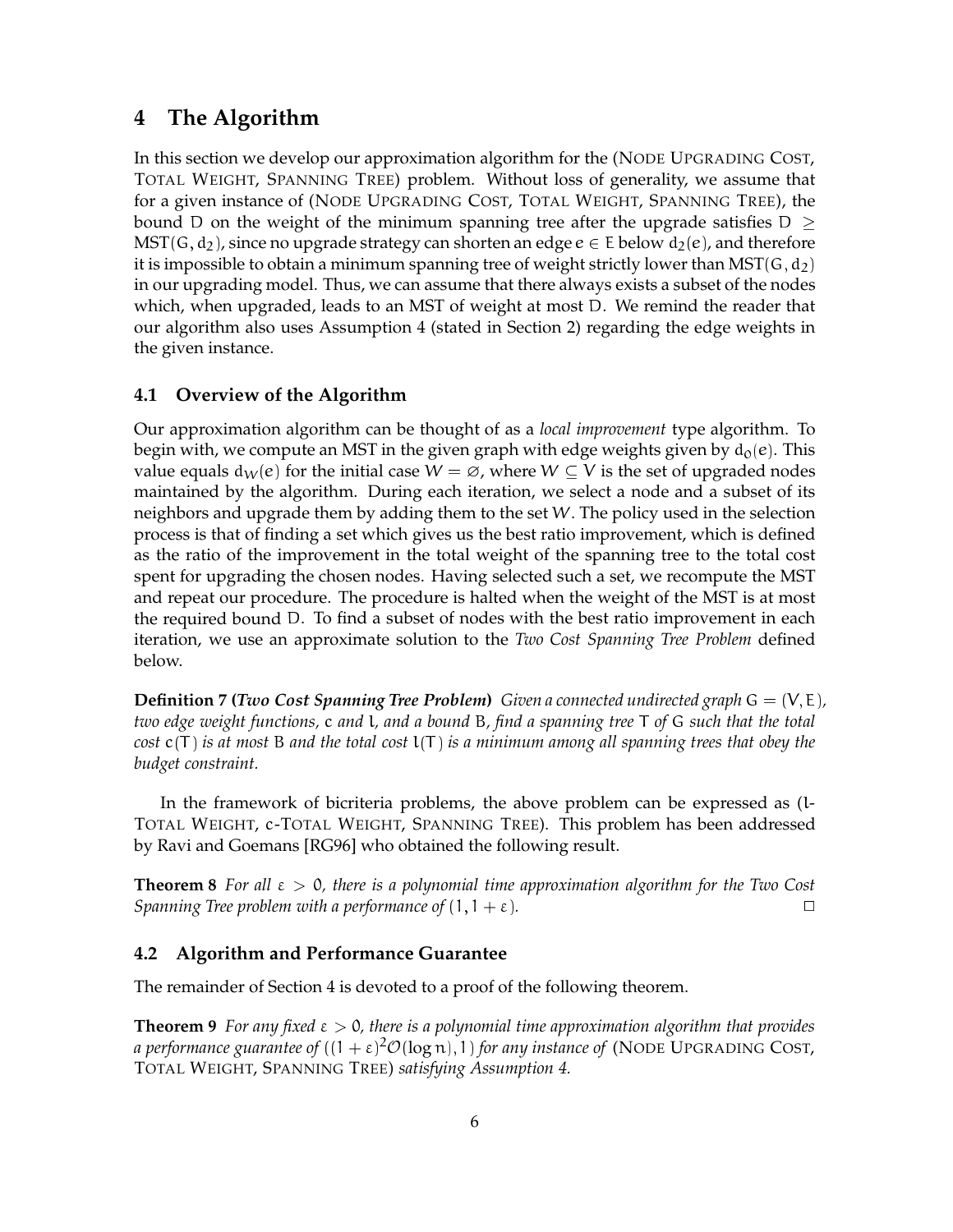# 4 The Algorithm

In this section we develop our approximation algorithm for the (NODE UPGRADING COST, TOTAL WEIGHT, SPANNING TREE) problem. Without loss of generality, we assume that for a given instance of (NODE UPGRADING COST, TOTAL WEIGHT, SPANNING TREE), the bound $D$ on the weight of the minimum spanning tree after the upgrade satisfies $D \geq \text{MST}(G, d_2)$, since no upgrade strategy can shorten an edge $e \in E$ below $d_2(e)$, and therefore it is impossible to obtain a minimum spanning tree of weight strictly lower than $\text{MST}(G, d_2)$ in our upgrading model. Thus, we can assume that there always exists a subset of the nodes which, when upgraded, leads to an MST of weight at most $D$. We remind the reader that our algorithm also uses Assumption 4 (stated in Section 2) regarding the edge weights in the given instance.

## 4.1 Overview of the Algorithm

Our approximation algorithm can be thought of as a *local improvement* type algorithm. To begin with, we compute an MST in the given graph with edge weights given by $d_0(e)$. This value equals $d_W(e)$ for the initial case $W = \varnothing$, where $W \subseteq V$ is the set of upgraded nodes maintained by the algorithm. During each iteration, we select a node and a subset of its neighbors and upgrade them by adding them to the set $W$. The policy used in the selection process is that of finding a set which gives us the best ratio improvement, which is defined as the ratio of the improvement in the total weight of the spanning tree to the total cost spent for upgrading the chosen nodes. Having selected such a set, we recompute the MST and repeat our procedure. The procedure is halted when the weight of the MST is at most the required bound $D$. To find a subset of nodes with the best ratio improvement in each iteration, we use an approximate solution to the *Two Cost Spanning Tree Problem* defined below.

**Definition 7 (*Two Cost Spanning Tree Problem*)** *Given a connected undirected graph $G = (V, E)$, two edge weight functions, $c$ and $l$, and a bound $B$, find a spanning tree $T$ of $G$ such that the total cost $c(T)$ is at most $B$ and the total cost $l(T)$ is a minimum among all spanning trees that obey the budget constraint.*

In the framework of bicriteria problems, the above problem can be expressed as ($l$-TOTAL WEIGHT, $c$-TOTAL WEIGHT, SPANNING TREE). This problem has been addressed by Ravi and Goemans [RG96] who obtained the following result.

**Theorem 8** *For all $\varepsilon > 0$, there is a polynomial time approximation algorithm for the Two Cost Spanning Tree problem with a performance of $(1, 1 + \varepsilon)$.* □

## 4.2 Algorithm and Performance Guarantee

The remainder of Section 4 is devoted to a proof of the following theorem.

**Theorem 9** *For any fixed $\varepsilon > 0$, there is a polynomial time approximation algorithm that provides a performance guarantee of $((1 + \varepsilon)^2 \mathcal{O}(\log n), 1)$ for any instance of* (NODE UPGRADING COST, TOTAL WEIGHT, SPANNING TREE) *satisfying Assumption 4.*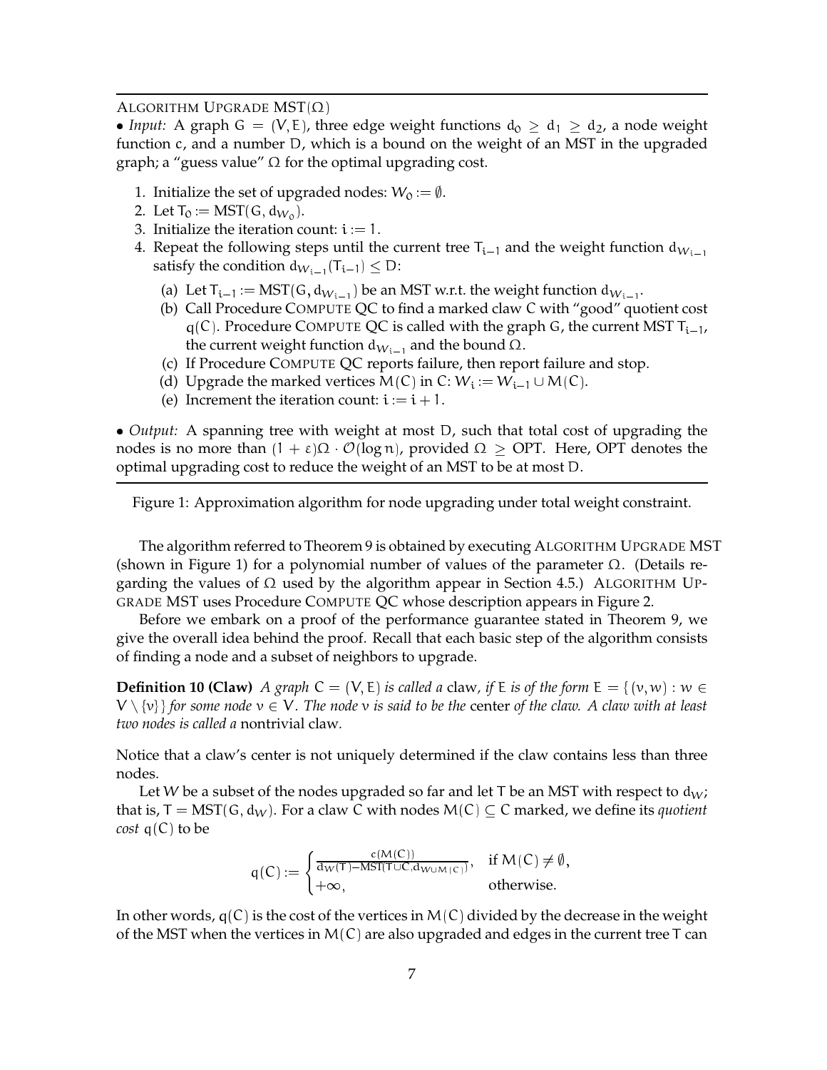ALGORITHM UPGRADE MST($\Omega$)

- *Input:* A graph $G = (V, E)$, three edge weight functions $d_0 \geq d_1 \geq d_2$, a node weight function $c$, and a number $D$, which is a bound on the weight of an MST in the upgraded graph; a "guess value" $\Omega$ for the optimal upgrading cost.

1. Initialize the set of upgraded nodes: $W_0 := \emptyset$.
2. Let $T_0 := \text{MST}(G, d_{W_0})$.
3. Initialize the iteration count: $i := 1$.
4. Repeat the following steps until the current tree $T_{i-1}$ and the weight function $d_{W_{i-1}}$ satisfy the condition $d_{W_{i-1}}(T_{i-1}) \leq D$:
   (a) Let $T_{i-1} := \text{MST}(G, d_{W_{i-1}})$ be an MST w.r.t. the weight function $d_{W_{i-1}}$.
   (b) Call Procedure COMPUTE QC to find a marked claw $C$ with "good" quotient cost $q(C)$. Procedure COMPUTE QC is called with the graph $G$, the current MST $T_{i-1}$, the current weight function $d_{W_{i-1}}$ and the bound $\Omega$.
   (c) If Procedure COMPUTE QC reports failure, then report failure and stop.
   (d) Upgrade the marked vertices $M(C)$ in $C$: $W_i := W_{i-1} \cup M(C)$.
   (e) Increment the iteration count: $i := i + 1$.

- *Output:* A spanning tree with weight at most $D$, such that total cost of upgrading the nodes is no more than $(1 + \varepsilon)\Omega \cdot \mathcal{O}(\log n)$, provided $\Omega \geq \text{OPT}$. Here, OPT denotes the optimal upgrading cost to reduce the weight of an MST to be at most $D$.

Figure 1: Approximation algorithm for node upgrading under total weight constraint.

The algorithm referred to Theorem 9 is obtained by executing ALGORITHM UPGRADE MST (shown in Figure 1) for a polynomial number of values of the parameter $\Omega$. (Details regarding the values of $\Omega$ used by the algorithm appear in Section 4.5.) ALGORITHM UPGRADE MST uses Procedure COMPUTE QC whose description appears in Figure 2.

Before we embark on a proof of the performance guarantee stated in Theorem 9, we give the overall idea behind the proof. Recall that each basic step of the algorithm consists of finding a node and a subset of neighbors to upgrade.

**Definition 10 (Claw)** *A graph $C = (V, E)$ is called a* claw*, if $E$ is of the form $E = \{(v, w) : w \in V \setminus \{v\}\}$ for some node $v \in V$. The node $v$ is said to be the* center *of the claw. A claw with at least two nodes is called a* nontrivial claw.

Notice that a claw's center is not uniquely determined if the claw contains less than three nodes.

Let $W$ be a subset of the nodes upgraded so far and let $T$ be an MST with respect to $d_W$; that is, $T = \text{MST}(G, d_W)$. For a claw $C$ with nodes $M(C) \subseteq C$ marked, we define its *quotient cost* $q(C)$ to be

$$q(C) := \begin{cases} \frac{c(M(C))}{d_W(T) - \text{MST}(T \cup C, d_{W \cup M(C)})}, & \text{if } M(C) \neq \emptyset, \\ +\infty, & \text{otherwise.} \end{cases}$$

In other words, $q(C)$ is the cost of the vertices in $M(C)$ divided by the decrease in the weight of the MST when the vertices in $M(C)$ are also upgraded and edges in the current tree $T$ can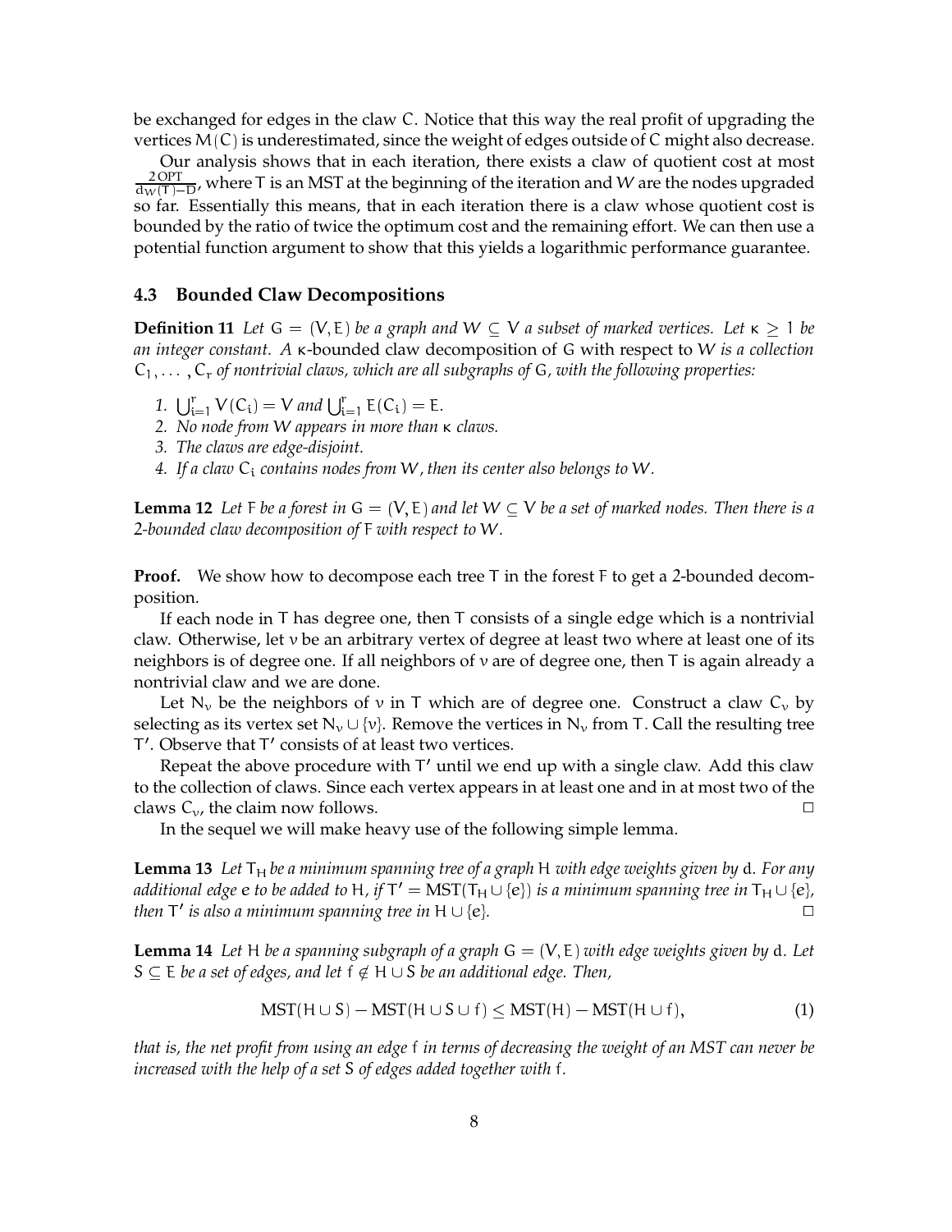be exchanged for edges in the claw $C$. Notice that this way the real profit of upgrading the vertices $M(C)$ is underestimated, since the weight of edges outside of $C$ might also decrease.

Our analysis shows that in each iteration, there exists a claw of quotient cost at most $\frac{2\,\mathrm{OPT}}{d_W(T)-D}$, where $T$ is an MST at the beginning of the iteration and $W$ are the nodes upgraded so far. Essentially this means, that in each iteration there is a claw whose quotient cost is bounded by the ratio of twice the optimum cost and the remaining effort. We can then use a potential function argument to show that this yields a logarithmic performance guarantee.

### 4.3 Bounded Claw Decompositions

**Definition 11** *Let $G = (V, E)$ be a graph and $W \subseteq V$ a subset of marked vertices. Let $\kappa \geq 1$ be an integer constant. A* $\kappa$-bounded claw decomposition of $G$ with respect to $W$ *is a collection $C_1, \ldots, C_r$ of nontrivial claws, which are all subgraphs of $G$, with the following properties:*

1. *$\bigcup_{i=1}^{r} V(C_i) = V$ and $\bigcup_{i=1}^{r} E(C_i) = E$.*
2. *No node from $W$ appears in more than $\kappa$ claws.*
3. *The claws are edge-disjoint.*
4. *If a claw $C_i$ contains nodes from $W$, then its center also belongs to $W$.*

**Lemma 12** *Let $F$ be a forest in $G = (V, E)$ and let $W \subseteq V$ be a set of marked nodes. Then there is a 2-bounded claw decomposition of $F$ with respect to $W$.*

**Proof.** We show how to decompose each tree $T$ in the forest $F$ to get a 2-bounded decomposition.

If each node in $T$ has degree one, then $T$ consists of a single edge which is a nontrivial claw. Otherwise, let $v$ be an arbitrary vertex of degree at least two where at least one of its neighbors is of degree one. If all neighbors of $v$ are of degree one, then $T$ is again already a nontrivial claw and we are done.

Let $N_v$ be the neighbors of $v$ in $T$ which are of degree one. Construct a claw $C_v$ by selecting as its vertex set $N_v \cup \{v\}$. Remove the vertices in $N_v$ from $T$. Call the resulting tree $T'$. Observe that $T'$ consists of at least two vertices.

Repeat the above procedure with $T'$ until we end up with a single claw. Add this claw to the collection of claws. Since each vertex appears in at least one and in at most two of the claws $C_v$, the claim now follows. □

In the sequel we will make heavy use of the following simple lemma.

**Lemma 13** *Let $T_H$ be a minimum spanning tree of a graph $H$ with edge weights given by $d$. For any additional edge $e$ to be added to $H$, if $T' = \mathrm{MST}(T_H \cup \{e\})$ is a minimum spanning tree in $T_H \cup \{e\}$, then $T'$ is also a minimum spanning tree in $H \cup \{e\}$.* □

**Lemma 14** *Let $H$ be a spanning subgraph of a graph $G = (V, E)$ with edge weights given by $d$. Let $S \subseteq E$ be a set of edges, and let $f \notin H \cup S$ be an additional edge. Then,*

$$\mathrm{MST}(H \cup S) - \mathrm{MST}(H \cup S \cup f) \leq \mathrm{MST}(H) - \mathrm{MST}(H \cup f), \tag{1}$$

*that is, the net profit from using an edge $f$ in terms of decreasing the weight of an MST can never be increased with the help of a set $S$ of edges added together with $f$.*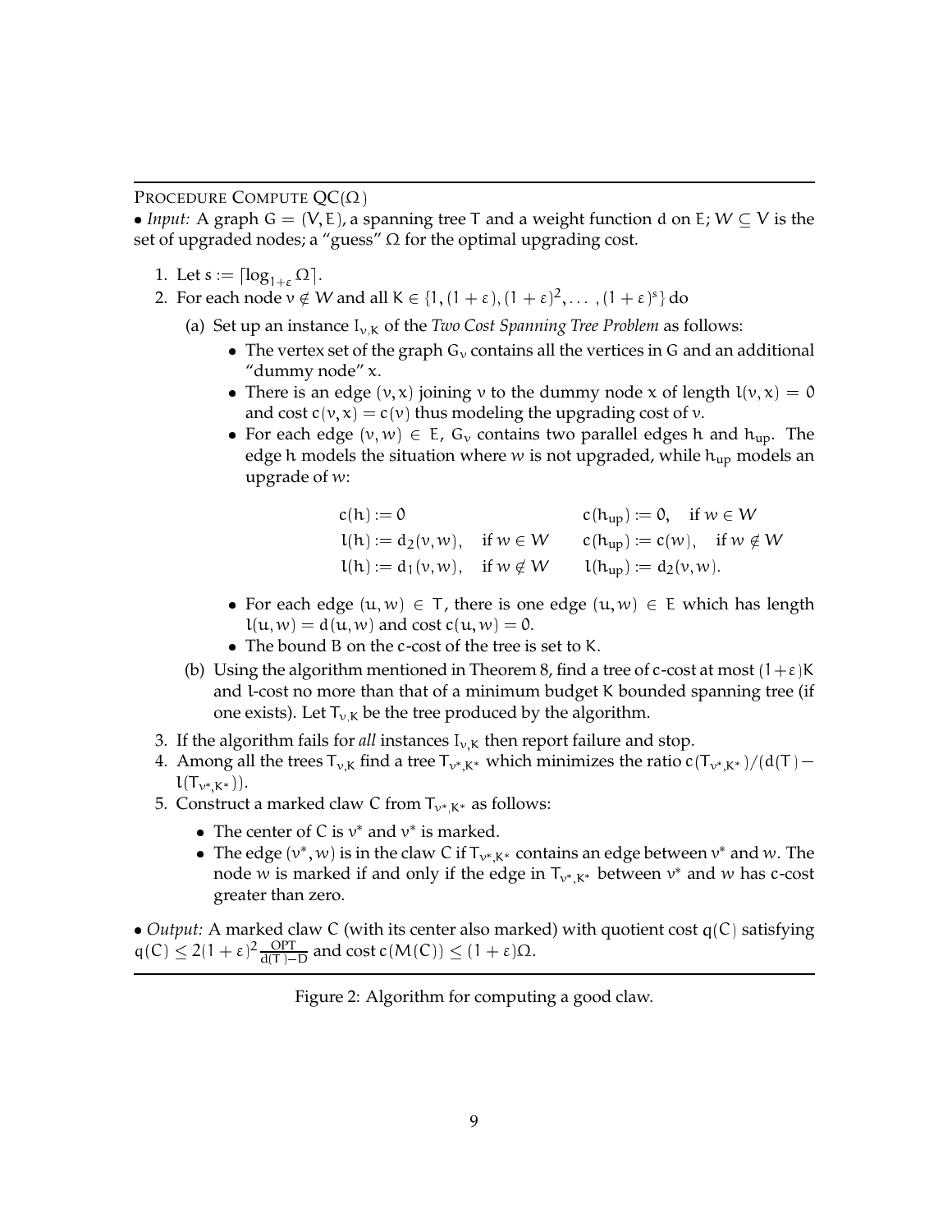PROCEDURE COMPUTE QC($\Omega$)

• *Input:* A graph $G = (V, E)$, a spanning tree $T$ and a weight function $d$ on $E$; $W \subseteq V$ is the set of upgraded nodes; a "guess" $\Omega$ for the optimal upgrading cost.

1. Let $s := \lceil \log_{1+\varepsilon} \Omega \rceil$.
2. For each node $v \notin W$ and all $K \in \{1, (1+\varepsilon), (1+\varepsilon)^2, \ldots, (1+\varepsilon)^s\}$ do
   (a) Set up an instance $I_{v,K}$ of the *Two Cost Spanning Tree Problem* as follows:
   - The vertex set of the graph $G_v$ contains all the vertices in $G$ and an additional "dummy node" $x$.
   - There is an edge $(v, x)$ joining $v$ to the dummy node $x$ of length $l(v, x) = 0$ and cost $c(v, x) = c(v)$ thus modeling the upgrading cost of $v$.
   - For each edge $(v, w) \in E$, $G_v$ contains two parallel edges $h$ and $h_{up}$. The edge $h$ models the situation where $w$ is not upgraded, while $h_{up}$ models an upgrade of $w$:

   $$\begin{array}{llll} c(h) := 0 & & c(h_{up}) := 0, & \text{if } w \in W \\ l(h) := d_2(v, w), & \text{if } w \in W & c(h_{up}) := c(w), & \text{if } w \notin W \\ l(h) := d_1(v, w), & \text{if } w \notin W & l(h_{up}) := d_2(v, w). & \end{array}$$

   - For each edge $(u, w) \in T$, there is one edge $(u, w) \in E$ which has length $l(u, w) = d(u, w)$ and cost $c(u, w) = 0$.
   - The bound $B$ on the $c$-cost of the tree is set to $K$.

   (b) Using the algorithm mentioned in Theorem 8, find a tree of $c$-cost at most $(1+\varepsilon)K$ and $l$-cost no more than that of a minimum budget $K$ bounded spanning tree (if one exists). Let $T_{v,K}$ be the tree produced by the algorithm.
3. If the algorithm fails for *all* instances $I_{v,K}$ then report failure and stop.
4. Among all the trees $T_{v,K}$ find a tree $T_{v^*,K^*}$ which minimizes the ratio $c(T_{v^*,K^*})/(d(T) - l(T_{v^*,K^*}))$.
5. Construct a marked claw $C$ from $T_{v^*,K^*}$ as follows:
   - The center of $C$ is $v^*$ and $v^*$ is marked.
   - The edge $(v^*, w)$ is in the claw $C$ if $T_{v^*,K^*}$ contains an edge between $v^*$ and $w$. The node $w$ is marked if and only if the edge in $T_{v^*,K^*}$ between $v^*$ and $w$ has $c$-cost greater than zero.

• *Output:* A marked claw $C$ (with its center also marked) with quotient cost $q(C)$ satisfying $q(C) \leq 2(1+\varepsilon)^2 \frac{\text{OPT}}{d(T)-D}$ and cost $c(M(C)) \leq (1+\varepsilon)\Omega$.

Figure 2: Algorithm for computing a good claw.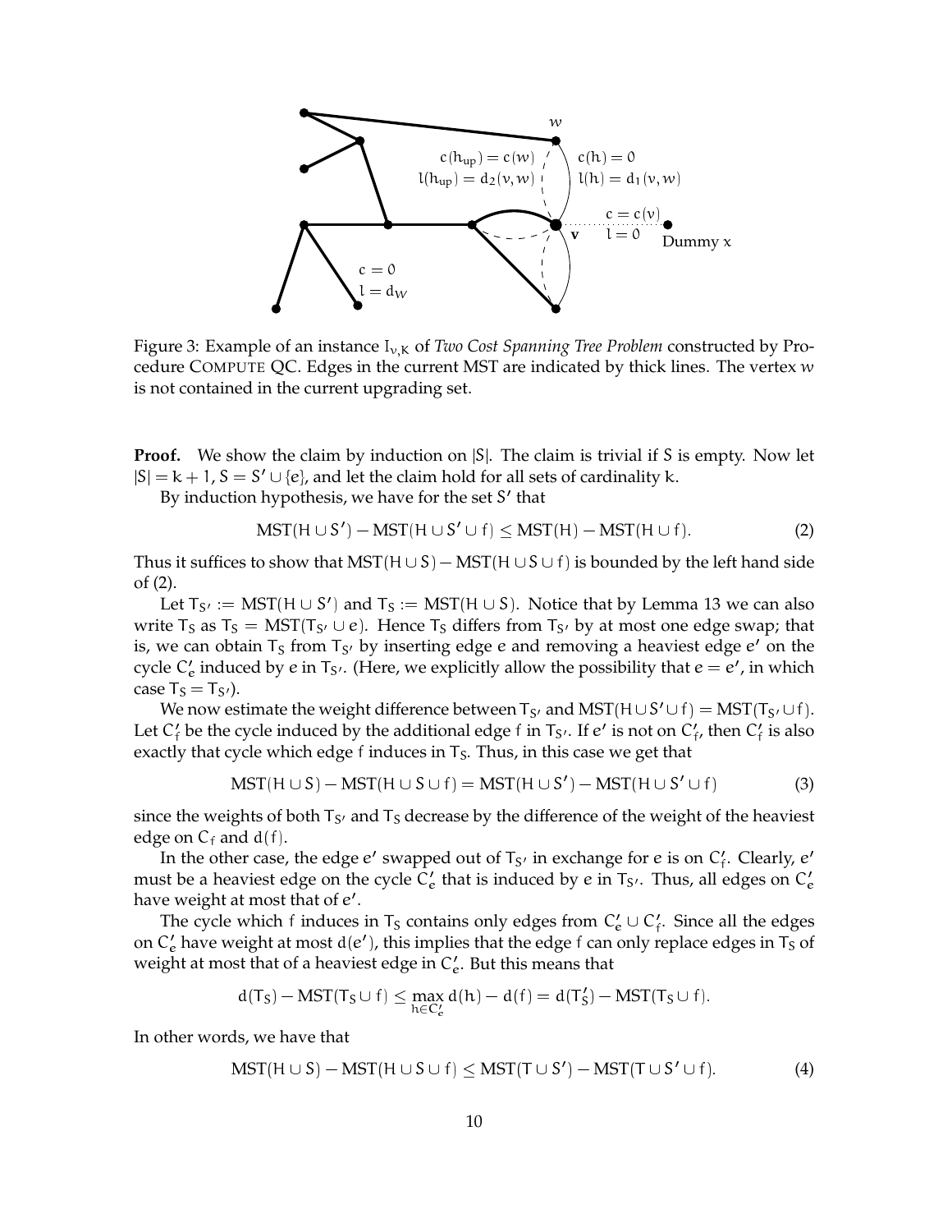Figure 3: Example of an instance $I_{v,K}$ of *Two Cost Spanning Tree Problem* constructed by Procedure COMPUTE QC. Edges in the current MST are indicated by thick lines. The vertex $w$ is not contained in the current upgrading set.

**Proof.** We show the claim by induction on $|S|$. The claim is trivial if $S$ is empty. Now let $|S| = k+1$, $S = S' \cup \{e\}$, and let the claim hold for all sets of cardinality $k$.

By induction hypothesis, we have for the set $S'$ that

$$\text{MST}(H \cup S') - \text{MST}(H \cup S' \cup f) \leq \text{MST}(H) - \text{MST}(H \cup f). \tag{2}$$

Thus it suffices to show that $\text{MST}(H \cup S) - \text{MST}(H \cup S \cup f)$ is bounded by the left hand side of (2).

Let $T_{S'} := \text{MST}(H \cup S')$ and $T_S := \text{MST}(H \cup S)$. Notice that by Lemma 13 we can also write $T_S$ as $T_S = \text{MST}(T_{S'} \cup e)$. Hence $T_S$ differs from $T_{S'}$ by at most one edge swap; that is, we can obtain $T_S$ from $T_{S'}$ by inserting edge $e$ and removing a heaviest edge $e'$ on the cycle $C'_e$ induced by $e$ in $T_{S'}$. (Here, we explicitly allow the possibility that $e = e'$, in which case $T_S = T_{S'}$).

We now estimate the weight difference between $T_{S'}$ and $\text{MST}(H \cup S' \cup f) = \text{MST}(T_{S'} \cup f)$. Let $C'_f$ be the cycle induced by the additional edge $f$ in $T_{S'}$. If $e'$ is not on $C'_f$, then $C'_f$ is also exactly that cycle which edge $f$ induces in $T_S$. Thus, in this case we get that

$$\text{MST}(H \cup S) - \text{MST}(H \cup S \cup f) = \text{MST}(H \cup S') - \text{MST}(H \cup S' \cup f) \tag{3}$$

since the weights of both $T_{S'}$ and $T_S$ decrease by the difference of the weight of the heaviest edge on $C_f$ and $d(f)$.

In the other case, the edge $e'$ swapped out of $T_{S'}$ in exchange for $e$ is on $C'_f$. Clearly, $e'$ must be a heaviest edge on the cycle $C'_e$ that is induced by $e$ in $T_{S'}$. Thus, all edges on $C'_e$ have weight at most that of $e'$.

The cycle which $f$ induces in $T_S$ contains only edges from $C'_e \cup C'_f$. Since all the edges on $C'_e$ have weight at most $d(e')$, this implies that the edge $f$ can only replace edges in $T_S$ of weight at most that of a heaviest edge in $C'_e$. But this means that

$$d(T_S) - \text{MST}(T_S \cup f) \leq \max_{h \in C'_e} d(h) - d(f) = d(T'_S) - \text{MST}(T_S \cup f).$$

In other words, we have that

$$\text{MST}(H \cup S) - \text{MST}(H \cup S \cup f) \leq \text{MST}(T \cup S') - \text{MST}(T \cup S' \cup f). \tag{4}$$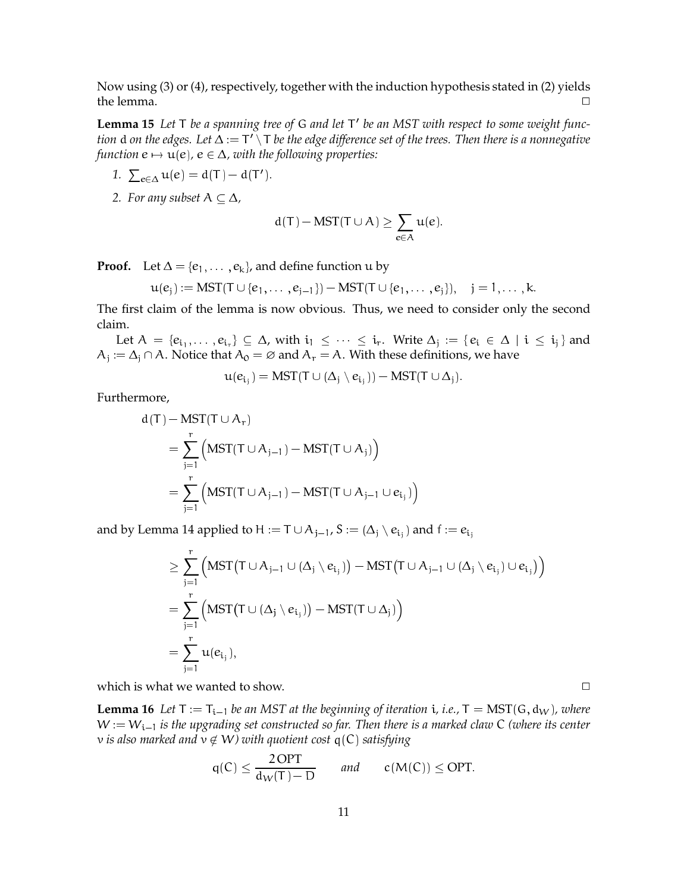Now using (3) or (4), respectively, together with the induction hypothesis stated in (2) yields the lemma. □

**Lemma 15** *Let $T$ be a spanning tree of $G$ and let $T'$ be an MST with respect to some weight function $d$ on the edges. Let $\Delta := T' \setminus T$ be the edge difference set of the trees. Then there is a nonnegative function $e \mapsto u(e)$, $e \in \Delta$, with the following properties:*

1. $\sum_{e \in \Delta} u(e) = d(T) - d(T')$.
2. *For any subset $A \subseteq \Delta$,*

$$d(T) - \mathrm{MST}(T \cup A) \geq \sum_{e \in A} u(e).$$

**Proof.** Let $\Delta = \{e_1, \dots, e_k\}$, and define function $u$ by

$$u(e_j) := \mathrm{MST}(T \cup \{e_1, \dots, e_{j-1}\}) - \mathrm{MST}(T \cup \{e_1, \dots, e_j\}), \quad j = 1, \dots, k.$$

The first claim of the lemma is now obvious. Thus, we need to consider only the second claim.

Let $A = \{e_{i_1}, \dots, e_{i_r}\} \subseteq \Delta$, with $i_1 \leq \dots \leq i_r$. Write $\Delta_j := \{ e_i \in \Delta \mid i \leq i_j \}$ and $A_j := \Delta_j \cap A$. Notice that $A_0 = \varnothing$ and $A_r = A$. With these definitions, we have

$$u(e_{i_j}) = \mathrm{MST}(T \cup (\Delta_j \setminus e_{i_j})) - \mathrm{MST}(T \cup \Delta_j).$$

Furthermore,

$$\begin{aligned}
d(T) &- \mathrm{MST}(T \cup A_r) \\
&= \sum_{j=1}^{r} \Big( \mathrm{MST}(T \cup A_{j-1}) - \mathrm{MST}(T \cup A_j) \Big) \\
&= \sum_{j=1}^{r} \Big( \mathrm{MST}(T \cup A_{j-1}) - \mathrm{MST}(T \cup A_{j-1} \cup e_{i_j}) \Big)
\end{aligned}$$

and by Lemma 14 applied to $H := T \cup A_{j-1}$, $S := (\Delta_j \setminus e_{i_j})$ and $f := e_{i_j}$

$$\begin{aligned}
&\geq \sum_{j=1}^{r} \Big( \mathrm{MST}\big(T \cup A_{j-1} \cup (\Delta_j \setminus e_{i_j})\big) - \mathrm{MST}\big(T \cup A_{j-1} \cup (\Delta_j \setminus e_{i_j}) \cup e_{i_j}\big) \Big) \\
&= \sum_{j=1}^{r} \Big( \mathrm{MST}\big(T \cup (\Delta_j \setminus e_{i_j})\big) - \mathrm{MST}(T \cup \Delta_j) \Big) \\
&= \sum_{j=1}^{r} u(e_{i_j}),
\end{aligned}$$

which is what we wanted to show. □

**Lemma 16** *Let $T := T_{i-1}$ be an MST at the beginning of iteration $i$, i.e., $T = \mathrm{MST}(G, d_W)$, where $W := W_{i-1}$ is the upgrading set constructed so far. Then there is a marked claw $C$ (where its center $v$ is also marked and $v \notin W$) with quotient cost $q(C)$ satisfying*

$$q(C) \leq \frac{2\,\mathrm{OPT}}{d_W(T) - D} \qquad \text{and} \qquad c(M(C)) \leq \mathrm{OPT}.$$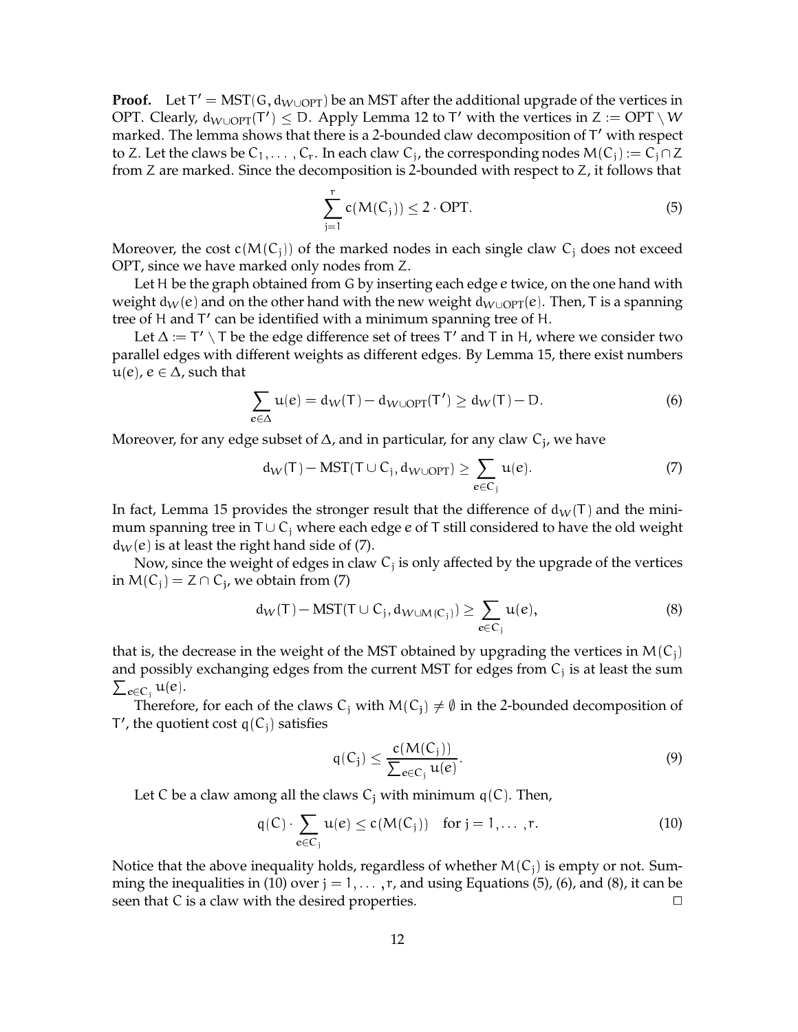**Proof.** Let $T' = \text{MST}(G, d_{W \cup \text{OPT}})$ be an MST after the additional upgrade of the vertices in OPT. Clearly, $d_{W \cup \text{OPT}}(T') \leq D$. Apply Lemma 12 to $T'$ with the vertices in $Z := \text{OPT} \setminus W$ marked. The lemma shows that there is a 2-bounded claw decomposition of $T'$ with respect to $Z$. Let the claws be $C_1, \ldots, C_r$. In each claw $C_j$, the corresponding nodes $M(C_j) := C_j \cap Z$ from $Z$ are marked. Since the decomposition is 2-bounded with respect to $Z$, it follows that

$$\sum_{j=1}^{r} c(M(C_j)) \leq 2 \cdot \text{OPT}. \tag{5}$$

Moreover, the cost $c(M(C_j))$ of the marked nodes in each single claw $C_j$ does not exceed OPT, since we have marked only nodes from $Z$.

Let $H$ be the graph obtained from $G$ by inserting each edge $e$ twice, on the one hand with weight $d_W(e)$ and on the other hand with the new weight $d_{W \cup \text{OPT}}(e)$. Then, $T$ is a spanning tree of $H$ and $T'$ can be identified with a minimum spanning tree of $H$.

Let $\Delta := T' \setminus T$ be the edge difference set of trees $T'$ and $T$ in $H$, where we consider two parallel edges with different weights as different edges. By Lemma 15, there exist numbers $u(e)$, $e \in \Delta$, such that

$$\sum_{e \in \Delta} u(e) = d_W(T) - d_{W \cup \text{OPT}}(T') \geq d_W(T) - D. \tag{6}$$

Moreover, for any edge subset of $\Delta$, and in particular, for any claw $C_j$, we have

$$d_W(T) - \text{MST}(T \cup C_j, d_{W \cup \text{OPT}}) \geq \sum_{e \in C_j} u(e). \tag{7}$$

In fact, Lemma 15 provides the stronger result that the difference of $d_W(T)$ and the minimum spanning tree in $T \cup C_j$ where each edge $e$ of $T$ still considered to have the old weight $d_W(e)$ is at least the right hand side of (7).

Now, since the weight of edges in claw $C_j$ is only affected by the upgrade of the vertices in $M(C_j) = Z \cap C_j$, we obtain from (7)

$$d_W(T) - \text{MST}(T \cup C_j, d_{W \cup M(C_j)}) \geq \sum_{e \in C_j} u(e), \tag{8}$$

that is, the decrease in the weight of the MST obtained by upgrading the vertices in $M(C_j)$ and possibly exchanging edges from the current MST for edges from $C_j$ is at least the sum $\sum_{e \in C_j} u(e)$.

Therefore, for each of the claws $C_j$ with $M(C_j) \neq \emptyset$ in the 2-bounded decomposition of $T'$, the quotient cost $q(C_j)$ satisfies

$$q(C_j) \leq \frac{c(M(C_j))}{\sum_{e \in C_j} u(e)}. \tag{9}$$

Let $C$ be a claw among all the claws $C_j$ with minimum $q(C)$. Then,

$$q(C) \cdot \sum_{e \in C_j} u(e) \leq c(M(C_j)) \quad \text{for } j = 1, \ldots, r. \tag{10}$$

Notice that the above inequality holds, regardless of whether $M(C_j)$ is empty or not. Summing the inequalities in (10) over $j = 1, \ldots, r$, and using Equations (5), (6), and (8), it can be seen that $C$ is a claw with the desired properties. $\square$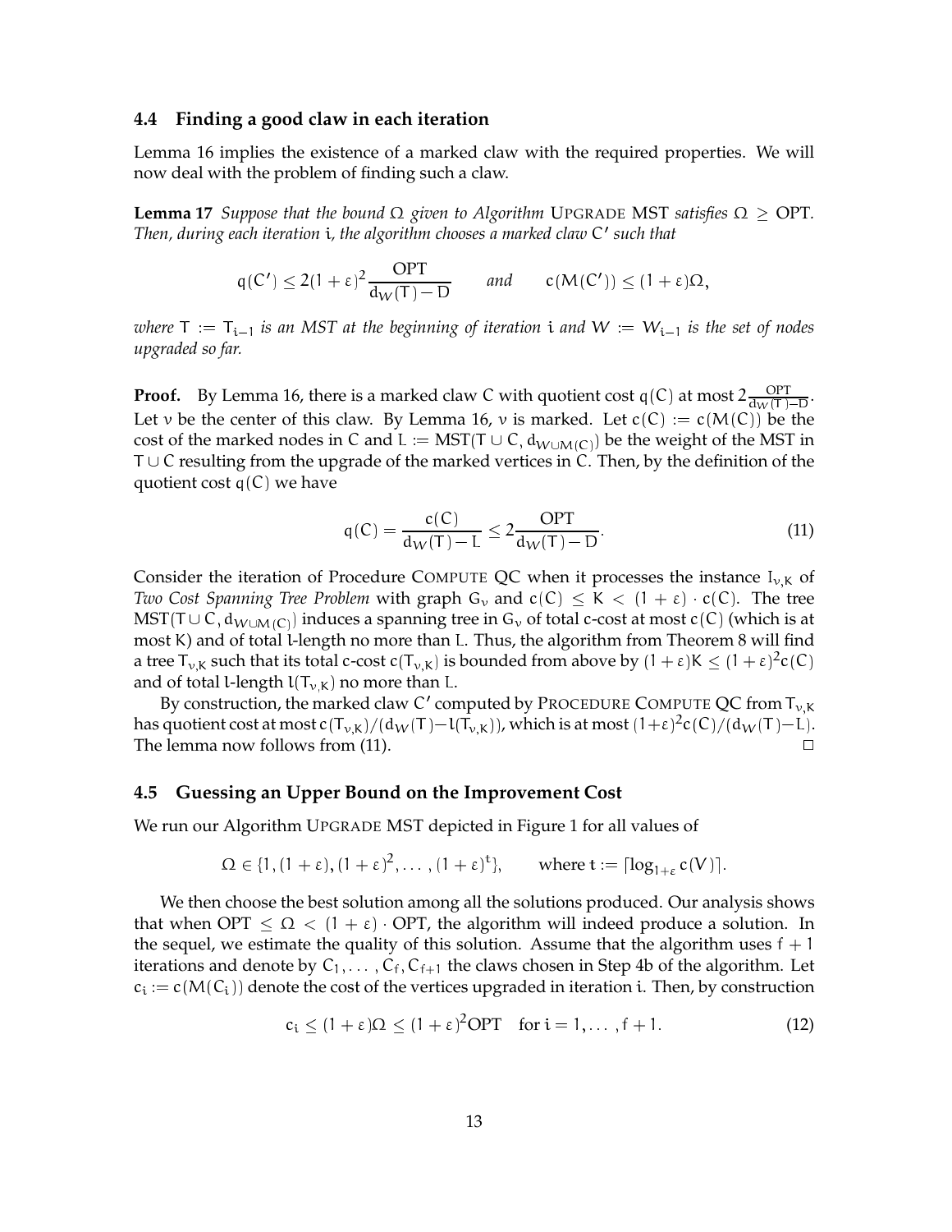### 4.4 Finding a good claw in each iteration

Lemma 16 implies the existence of a marked claw with the required properties. We will now deal with the problem of finding such a claw.

**Lemma 17** *Suppose that the bound $\Omega$ given to Algorithm* UPGRADE MST *satisfies $\Omega \geq$ OPT. Then, during each iteration $i$, the algorithm chooses a marked claw $C'$ such that*

$$q(C') \leq 2(1+\varepsilon)^2 \frac{\text{OPT}}{d_W(T) - D} \qquad \textit{and} \qquad c(M(C')) \leq (1+\varepsilon)\Omega,$$

*where $T := T_{i-1}$ is an MST at the beginning of iteration $i$ and $W := W_{i-1}$ is the set of nodes upgraded so far.*

**Proof.** By Lemma 16, there is a marked claw $C$ with quotient cost $q(C)$ at most $2\frac{\text{OPT}}{d_W(T)-D}$. Let $\nu$ be the center of this claw. By Lemma 16, $\nu$ is marked. Let $c(C) := c(M(C))$ be the cost of the marked nodes in $C$ and $L := \text{MST}(T \cup C, d_{W \cup M(C)})$ be the weight of the MST in $T \cup C$ resulting from the upgrade of the marked vertices in $C$. Then, by the definition of the quotient cost $q(C)$ we have

$$q(C) = \frac{c(C)}{d_W(T) - L} \leq 2\frac{\text{OPT}}{d_W(T) - D}. \tag{11}$$

Consider the iteration of Procedure COMPUTE QC when it processes the instance $I_{\nu,K}$ of *Two Cost Spanning Tree Problem* with graph $G_\nu$ and $c(C) \leq K < (1+\varepsilon) \cdot c(C)$. The tree $\text{MST}(T \cup C, d_{W \cup M(C)})$ induces a spanning tree in $G_\nu$ of total $c$-cost at most $c(C)$ (which is at most $K$) and of total $l$-length no more than $L$. Thus, the algorithm from Theorem 8 will find a tree $T_{\nu,K}$ such that its total $c$-cost $c(T_{\nu,K})$ is bounded from above by $(1+\varepsilon)K \leq (1+\varepsilon)^2 c(C)$ and of total $l$-length $l(T_{\nu,K})$ no more than $L$.

By construction, the marked claw $C'$ computed by PROCEDURE COMPUTE QC from $T_{\nu,K}$ has quotient cost at most $c(T_{\nu,K})/(d_W(T) - l(T_{\nu,K}))$, which is at most $(1+\varepsilon)^2 c(C)/(d_W(T) - L)$. The lemma now follows from (11). $\square$

### 4.5 Guessing an Upper Bound on the Improvement Cost

We run our Algorithm UPGRADE MST depicted in Figure 1 for all values of

$$\Omega \in \{1, (1+\varepsilon), (1+\varepsilon)^2, \ldots, (1+\varepsilon)^t\}, \qquad \text{where } t := \lceil \log_{1+\varepsilon} c(V) \rceil.$$

We then choose the best solution among all the solutions produced. Our analysis shows that when $\text{OPT} \leq \Omega < (1+\varepsilon) \cdot \text{OPT}$, the algorithm will indeed produce a solution. In the sequel, we estimate the quality of this solution. Assume that the algorithm uses $f+1$ iterations and denote by $C_1, \ldots, C_f, C_{f+1}$ the claws chosen in Step 4b of the algorithm. Let $c_i := c(M(C_i))$ denote the cost of the vertices upgraded in iteration $i$. Then, by construction

$$c_i \leq (1+\varepsilon)\Omega \leq (1+\varepsilon)^2 \text{OPT} \quad \text{for } i = 1, \ldots, f+1. \tag{12}$$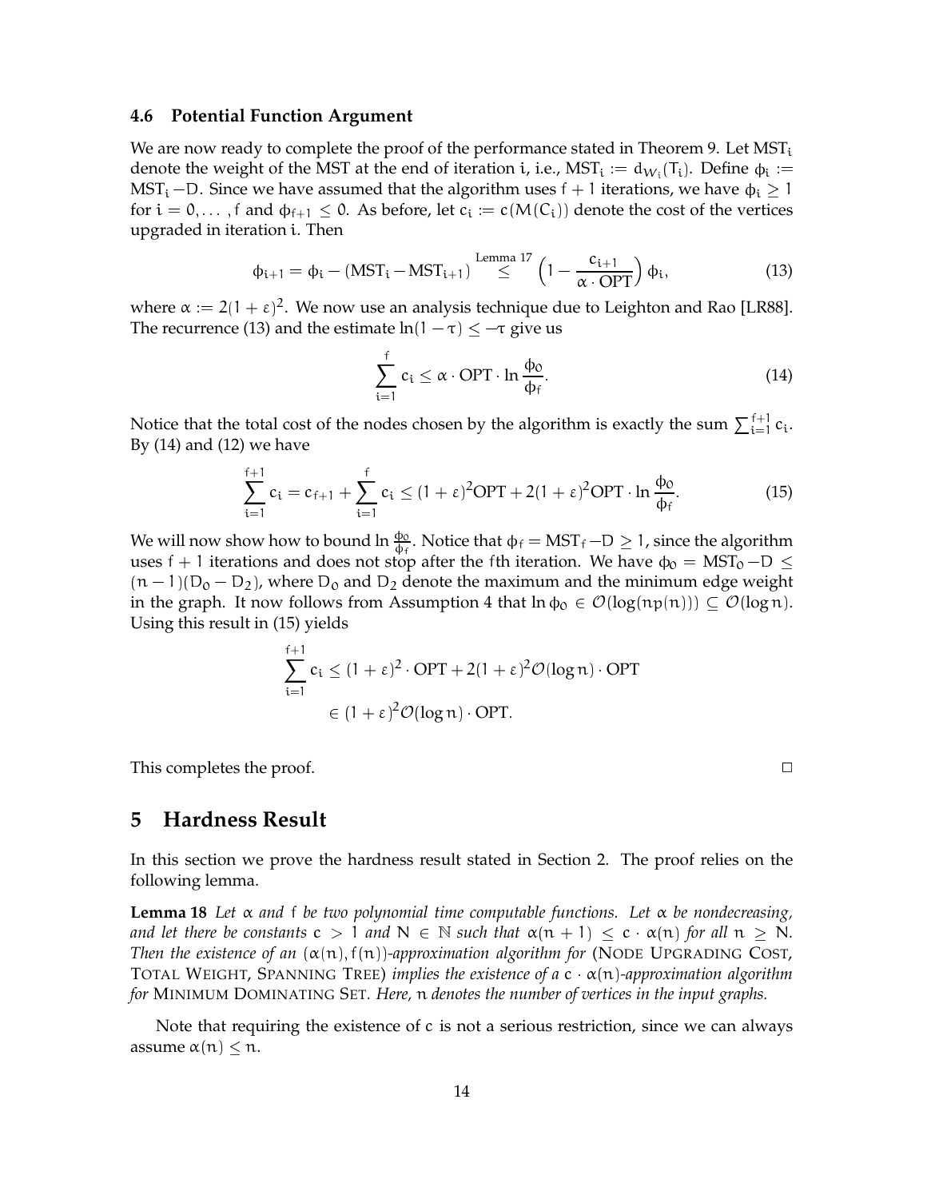### 4.6 Potential Function Argument

We are now ready to complete the proof of the performance stated in Theorem 9. Let $\mathrm{MST}_i$ denote the weight of the MST at the end of iteration $i$, i.e., $\mathrm{MST}_i := d_{\mathcal{W}_i}(T_i)$. Define $\phi_i := \mathrm{MST}_i - D$. Since we have assumed that the algorithm uses $f+1$ iterations, we have $\phi_i \geq 1$ for $i = 0, \ldots, f$ and $\phi_{f+1} \leq 0$. As before, let $c_i := c(M(C_i))$ denote the cost of the vertices upgraded in iteration $i$. Then

$$\phi_{i+1} = \phi_i - (\mathrm{MST}_i - \mathrm{MST}_{i+1}) \overset{\text{Lemma 17}}{\leq} \left(1 - \frac{c_{i+1}}{\alpha \cdot \mathrm{OPT}}\right) \phi_i, \tag{13}$$

where $\alpha := 2(1+\varepsilon)^2$. We now use an analysis technique due to Leighton and Rao [LR88]. The recurrence (13) and the estimate $\ln(1-\tau) \leq -\tau$ give us

$$\sum_{i=1}^{f} c_i \leq \alpha \cdot \mathrm{OPT} \cdot \ln \frac{\phi_0}{\phi_f}. \tag{14}$$

Notice that the total cost of the nodes chosen by the algorithm is exactly the sum $\sum_{i=1}^{f+1} c_i$. By (14) and (12) we have

$$\sum_{i=1}^{f+1} c_i = c_{f+1} + \sum_{i=1}^{f} c_i \leq (1+\varepsilon)^2 \mathrm{OPT} + 2(1+\varepsilon)^2 \mathrm{OPT} \cdot \ln \frac{\phi_0}{\phi_f}. \tag{15}$$

We will now show how to bound $\ln \frac{\phi_0}{\phi_f}$. Notice that $\phi_f = \mathrm{MST}_f - D \geq 1$, since the algorithm uses $f+1$ iterations and does not stop after the $f$th iteration. We have $\phi_0 = \mathrm{MST}_0 - D \leq (n-1)(D_0 - D_2)$, where $D_0$ and $D_2$ denote the maximum and the minimum edge weight in the graph. It now follows from Assumption 4 that $\ln \phi_0 \in \mathcal{O}(\log(np(n))) \subseteq \mathcal{O}(\log n)$. Using this result in (15) yields

$$\begin{aligned}
\sum_{i=1}^{f+1} c_i &\leq (1+\varepsilon)^2 \cdot \mathrm{OPT} + 2(1+\varepsilon)^2 \mathcal{O}(\log n) \cdot \mathrm{OPT} \\
&\in (1+\varepsilon)^2 \mathcal{O}(\log n) \cdot \mathrm{OPT}.
\end{aligned}$$

This completes the proof. □

## 5 Hardness Result

In this section we prove the hardness result stated in Section 2. The proof relies on the following lemma.

**Lemma 18** *Let $\alpha$ and $f$ be two polynomial time computable functions. Let $\alpha$ be nondecreasing, and let there be constants $c > 1$ and $N \in \mathbb{N}$ such that $\alpha(n+1) \leq c \cdot \alpha(n)$ for all $n \geq N$. Then the existence of an $(\alpha(n), f(n))$-approximation algorithm for* (NODE UPGRADING COST, TOTAL WEIGHT, SPANNING TREE) *implies the existence of a $c \cdot \alpha(n)$-approximation algorithm for* MINIMUM DOMINATING SET. *Here, $n$ denotes the number of vertices in the input graphs.*

Note that requiring the existence of $c$ is not a serious restriction, since we can always assume $\alpha(n) \leq n$.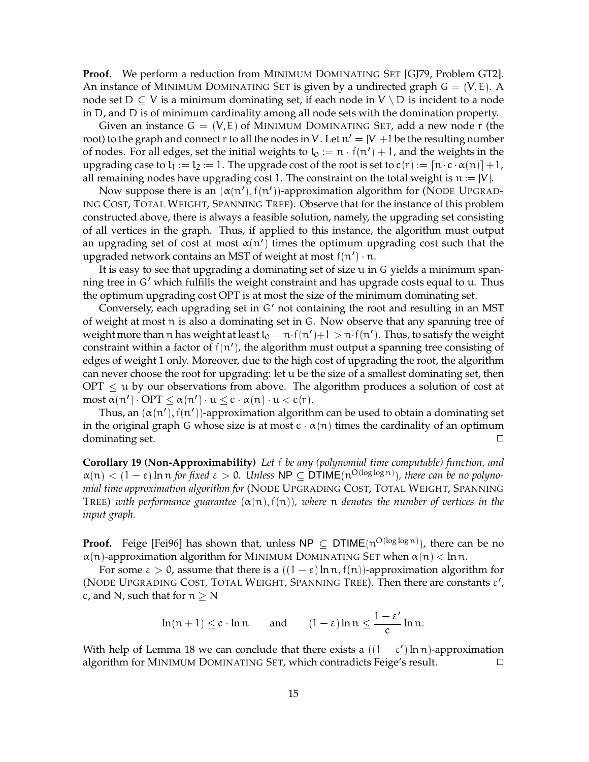**Proof.** We perform a reduction from MINIMUM DOMINATING SET [GJ79, Problem GT2]. An instance of MINIMUM DOMINATING SET is given by a undirected graph $G = (V, E)$. A node set $D \subseteq V$ is a minimum dominating set, if each node in $V \setminus D$ is incident to a node in $D$, and $D$ is of minimum cardinality among all node sets with the domination property.

Given an instance $G = (V, E)$ of MINIMUM DOMINATING SET, add a new node $r$ (the root) to the graph and connect $r$ to all the nodes in $V$. Let $n' = |V|+1$ be the resulting number of nodes. For all edges, set the initial weights to $l_0 := n \cdot f(n') + 1$, and the weights in the upgrading case to $l_1 := l_2 := 1$. The upgrade cost of the root is set to $c(r) := \lceil n \cdot c \cdot \alpha(n) \rceil + 1$, all remaining nodes have upgrading cost 1. The constraint on the total weight is $n := |V|$.

Now suppose there is an $(\alpha(n'), f(n'))$-approximation algorithm for (NODE UPGRADING COST, TOTAL WEIGHT, SPANNING TREE). Observe that for the instance of this problem constructed above, there is always a feasible solution, namely, the upgrading set consisting of all vertices in the graph. Thus, if applied to this instance, the algorithm must output an upgrading set of cost at most $\alpha(n')$ times the optimum upgrading cost such that the upgraded network contains an MST of weight at most $f(n') \cdot n$.

It is easy to see that upgrading a dominating set of size $u$ in $G$ yields a minimum spanning tree in $G'$ which fulfills the weight constraint and has upgrade costs equal to $u$. Thus the optimum upgrading cost OPT is at most the size of the minimum dominating set.

Conversely, each upgrading set in $G'$ not containing the root and resulting in an MST of weight at most $n$ is also a dominating set in $G$. Now observe that any spanning tree of weight more than $n$ has weight at least $l_0 = n \cdot f(n') + 1 > n \cdot f(n')$. Thus, to satisfy the weight constraint within a factor of $f(n')$, the algorithm must output a spanning tree consisting of edges of weight 1 only. Moreover, due to the high cost of upgrading the root, the algorithm can never choose the root for upgrading: let $u$ be the size of a smallest dominating set, then $\mathrm{OPT} \leq u$ by our observations from above. The algorithm produces a solution of cost at most $\alpha(n') \cdot \mathrm{OPT} \leq \alpha(n') \cdot u \leq c \cdot \alpha(n) \cdot u < c(r)$.

Thus, an $(\alpha(n'), f(n'))$-approximation algorithm can be used to obtain a dominating set in the original graph $G$ whose size is at most $c \cdot \alpha(n)$ times the cardinality of an optimum dominating set. □

**Corollary 19 (Non-Approximability)** *Let $f$ be any (polynomial time computable) function, and $\alpha(n) < (1 - \varepsilon) \ln n$ for fixed $\varepsilon > 0$. Unless $\mathsf{NP} \subseteq \mathsf{DTIME}(n^{O(\log \log n)})$, there can be no polynomial time approximation algorithm for* (NODE UPGRADING COST, TOTAL WEIGHT, SPANNING TREE) *with performance guarantee $(\alpha(n), f(n))$, where $n$ denotes the number of vertices in the input graph.*

**Proof.** Feige [Fei96] has shown that, unless $\mathsf{NP} \subseteq \mathsf{DTIME}(n^{O(\log \log n)})$, there can be no $\alpha(n)$-approximation algorithm for MINIMUM DOMINATING SET when $\alpha(n) < \ln n$.

For some $\varepsilon > 0$, assume that there is a $((1 - \varepsilon) \ln n, f(n))$-approximation algorithm for (NODE UPGRADING COST, TOTAL WEIGHT, SPANNING TREE). Then there are constants $\varepsilon'$, $c$, and $N$, such that for $n \geq N$

$$\ln(n+1) \leq c \cdot \ln n \qquad \text{and} \qquad (1 - \varepsilon) \ln n \leq \frac{1 - \varepsilon'}{c} \ln n.$$

With help of Lemma 18 we can conclude that there exists a $((1 - \varepsilon') \ln n)$-approximation algorithm for MINIMUM DOMINATING SET, which contradicts Feige's result. □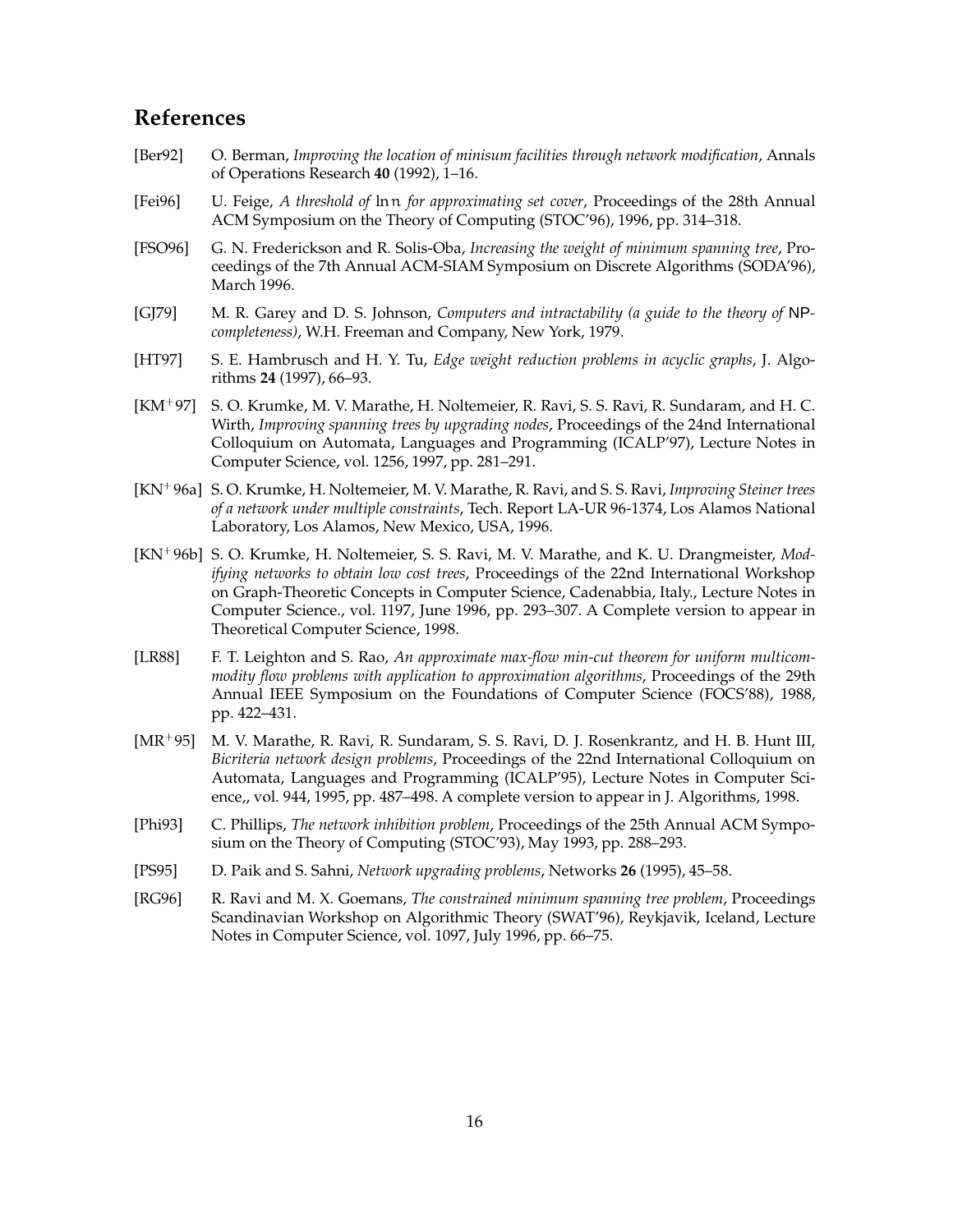## References

[Ber92] O. Berman, *Improving the location of minisum facilities through network modification*, Annals of Operations Research **40** (1992), 1–16.

[Fei96] U. Feige, *A threshold of* $\ln n$ *for approximating set cover*, Proceedings of the 28th Annual ACM Symposium on the Theory of Computing (STOC'96), 1996, pp. 314–318.

[FSO96] G. N. Frederickson and R. Solis-Oba, *Increasing the weight of minimum spanning tree*, Proceedings of the 7th Annual ACM-SIAM Symposium on Discrete Algorithms (SODA'96), March 1996.

[GJ79] M. R. Garey and D. S. Johnson, *Computers and intractability (a guide to the theory of* NP*-completeness)*, W.H. Freeman and Company, New York, 1979.

[HT97] S. E. Hambrusch and H. Y. Tu, *Edge weight reduction problems in acyclic graphs*, J. Algorithms **24** (1997), 66–93.

[KM+97] S. O. Krumke, M. V. Marathe, H. Noltemeier, R. Ravi, S. S. Ravi, R. Sundaram, and H. C. Wirth, *Improving spanning trees by upgrading nodes*, Proceedings of the 24nd International Colloquium on Automata, Languages and Programming (ICALP'97), Lecture Notes in Computer Science, vol. 1256, 1997, pp. 281–291.

[KN+96a] S. O. Krumke, H. Noltemeier, M. V. Marathe, R. Ravi, and S. S. Ravi, *Improving Steiner trees of a network under multiple constraints*, Tech. Report LA-UR 96-1374, Los Alamos National Laboratory, Los Alamos, New Mexico, USA, 1996.

[KN+96b] S. O. Krumke, H. Noltemeier, S. S. Ravi, M. V. Marathe, and K. U. Drangmeister, *Modifying networks to obtain low cost trees*, Proceedings of the 22nd International Workshop on Graph-Theoretic Concepts in Computer Science, Cadenabbia, Italy., Lecture Notes in Computer Science., vol. 1197, June 1996, pp. 293–307. A Complete version to appear in Theoretical Computer Science, 1998.

[LR88] F. T. Leighton and S. Rao, *An approximate max-flow min-cut theorem for uniform multicommodity flow problems with application to approximation algorithms*, Proceedings of the 29th Annual IEEE Symposium on the Foundations of Computer Science (FOCS'88), 1988, pp. 422–431.

[MR+95] M. V. Marathe, R. Ravi, R. Sundaram, S. S. Ravi, D. J. Rosenkrantz, and H. B. Hunt III, *Bicriteria network design problems*, Proceedings of the 22nd International Colloquium on Automata, Languages and Programming (ICALP'95), Lecture Notes in Computer Science,, vol. 944, 1995, pp. 487–498. A complete version to appear in J. Algorithms, 1998.

[Phi93] C. Phillips, *The network inhibition problem*, Proceedings of the 25th Annual ACM Symposium on the Theory of Computing (STOC'93), May 1993, pp. 288–293.

[PS95] D. Paik and S. Sahni, *Network upgrading problems*, Networks **26** (1995), 45–58.

[RG96] R. Ravi and M. X. Goemans, *The constrained minimum spanning tree problem*, Proceedings Scandinavian Workshop on Algorithmic Theory (SWAT'96), Reykjavik, Iceland, Lecture Notes in Computer Science, vol. 1097, July 1996, pp. 66–75.